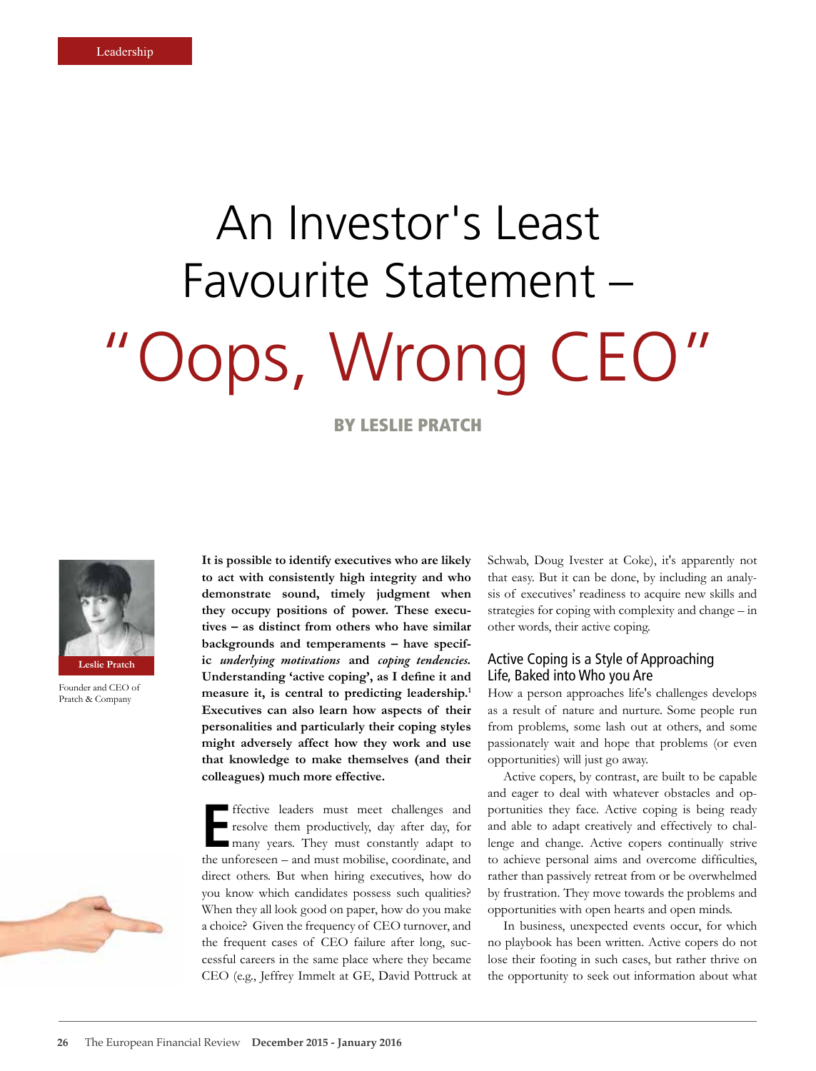Leadership

# An Investor's Least Favourite Statement – "Oops, Wrong CEO"

**BY LESLIE PRATCH**

Leslie Pratch

Founder and CEO of Pratch & Company

**It is possible to identify executives who are likely to act with consistently high integrity and who demonstrate sound, timely judgment when they occupy positions of power. These executives – as distinct from others who have similar backgrounds and temperaments – have specific *underlying motivations* and *coping tendencies.* Understanding 'active coping', as I define it and measure it, is central to predicting leadership.[1] Executives can also learn how aspects of their personalities and particularly their coping styles might adversely affect how they work and use that knowledge to make themselves (and their colleagues) much more effective.**

Effective leaders must meet challenges and resolve them productively, day after day, for many years. They must constantly adapt to the unforeseen – and must mobilise, coordinate, and direct others. But when hiring executives, how do you know which candidates possess such qualities? When they all look good on paper, how do you make a choice? Given the frequency of CEO turnover, and the frequent cases of CEO failure after long, successful careers in the same place where they became CEO (e.g., Jeffrey Immelt at GE, David Pottruck at Schwab, Doug Ivester at Coke), it's apparently not that easy. But it can be done, by including an analysis of executives' readiness to acquire new skills and strategies for coping with complexity and change – in other words, their active coping.

## Active Coping is a Style of Approaching Life, Baked into Who you Are

How a person approaches life's challenges develops as a result of nature and nurture. Some people run from problems, some lash out at others, and some passionately wait and hope that problems (or even opportunities) will just go away.

Active copers, by contrast, are built to be capable and eager to deal with whatever obstacles and opportunities they face. Active coping is being ready and able to adapt creatively and effectively to challenge and change. Active copers continually strive to achieve personal aims and overcome difficulties, rather than passively retreat from or be overwhelmed by frustration. They move towards the problems and opportunities with open hearts and open minds.

In business, unexpected events occur, for which no playbook has been written. Active copers do not lose their footing in such cases, but rather thrive on the opportunity to seek out information about what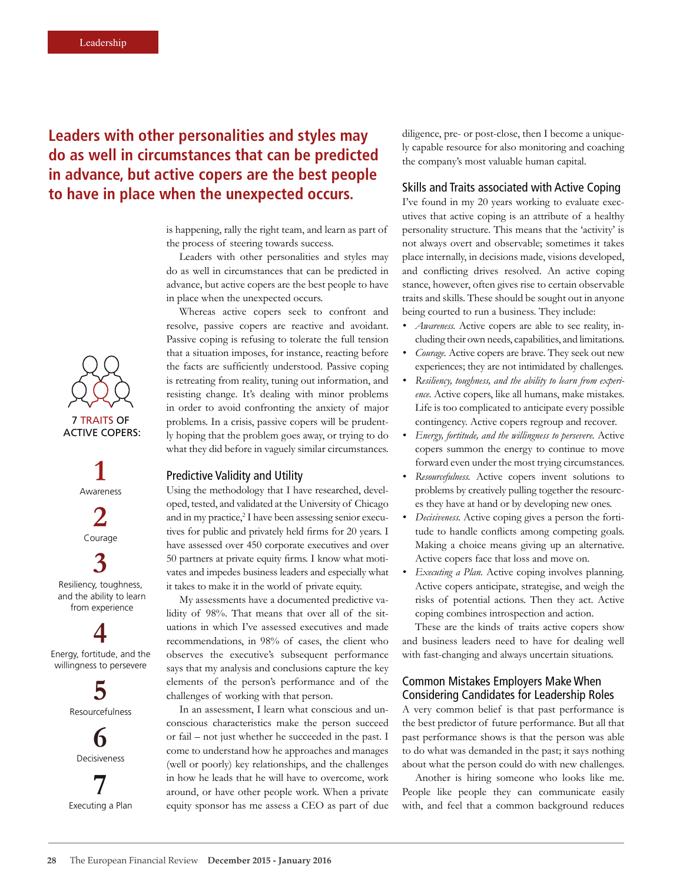**Leaders with other personalities and styles may do as well in circumstances that can be predicted in advance, but active copers are the best people to have in place when the unexpected occurs.**

7 TRAITS OF ACTIVE COPERS:

1. Awareness
2. Courage
3. Resiliency, toughness, and the ability to learn from experience
4. Energy, fortitude, and the willingness to persevere
5. Resourcefulness
6. Decisiveness
7. Executing a Plan

is happening, rally the right team, and learn as part of the process of steering towards success.

Leaders with other personalities and styles may do as well in circumstances that can be predicted in advance, but active copers are the best people to have in place when the unexpected occurs.

Whereas active copers seek to confront and resolve, passive copers are reactive and avoidant. Passive coping is refusing to tolerate the full tension that a situation imposes, for instance, reacting before the facts are sufficiently understood. Passive coping is retreating from reality, tuning out information, and resisting change. It's dealing with minor problems in order to avoid confronting the anxiety of major problems. In a crisis, passive copers will be prudently hoping that the problem goes away, or trying to do what they did before in vaguely similar circumstances.

## Predictive Validity and Utility

Using the methodology that I have researched, developed, tested, and validated at the University of Chicago and in my practice,[2] I have been assessing senior executives for public and privately held firms for 20 years. I have assessed over 450 corporate executives and over 50 partners at private equity firms. I know what motivates and impedes business leaders and especially what it takes to make it in the world of private equity.

My assessments have a documented predictive validity of 98%. That means that over all of the situations in which I've assessed executives and made recommendations, in 98% of cases, the client who observes the executive's subsequent performance says that my analysis and conclusions capture the key elements of the person's performance and of the challenges of working with that person.

In an assessment, I learn what conscious and unconscious characteristics make the person succeed or fail – not just whether he succeeded in the past. I come to understand how he approaches and manages (well or poorly) key relationships, and the challenges in how he leads that he will have to overcome, work around, or have other people work. When a private equity sponsor has me assess a CEO as part of due diligence, pre- or post-close, then I become a uniquely capable resource for also monitoring and coaching the company's most valuable human capital.

## Skills and Traits associated with Active Coping

I've found in my 20 years working to evaluate executives that active coping is an attribute of a healthy personality structure. This means that the 'activity' is not always overt and observable; sometimes it takes place internally, in decisions made, visions developed, and conflicting drives resolved. An active coping stance, however, often gives rise to certain observable traits and skills. These should be sought out in anyone being courted to run a business. They include:

- *Awareness.* Active copers are able to see reality, including their own needs, capabilities, and limitations.
- *Courage.* Active copers are brave. They seek out new experiences; they are not intimidated by challenges.
- *Resiliency, toughness, and the ability to learn from experience.* Active copers, like all humans, make mistakes. Life is too complicated to anticipate every possible contingency. Active copers regroup and recover.
- *Energy, fortitude, and the willingness to persevere.* Active copers summon the energy to continue to move forward even under the most trying circumstances.
- *Resourcefulness.* Active copers invent solutions to problems by creatively pulling together the resources they have at hand or by developing new ones.
- *Decisiveness.* Active coping gives a person the fortitude to handle conflicts among competing goals. Making a choice means giving up an alternative. Active copers face that loss and move on.
- *Executing a Plan.* Active coping involves planning. Active copers anticipate, strategise, and weigh the risks of potential actions. Then they act. Active coping combines introspection and action.

These are the kinds of traits active copers show and business leaders need to have for dealing well with fast-changing and always uncertain situations.

## Common Mistakes Employers Make When Considering Candidates for Leadership Roles

A very common belief is that past performance is the best predictor of future performance. But all that past performance shows is that the person was able to do what was demanded in the past; it says nothing about what the person could do with new challenges.

Another is hiring someone who looks like me. People like people they can communicate easily with, and feel that a common background reduces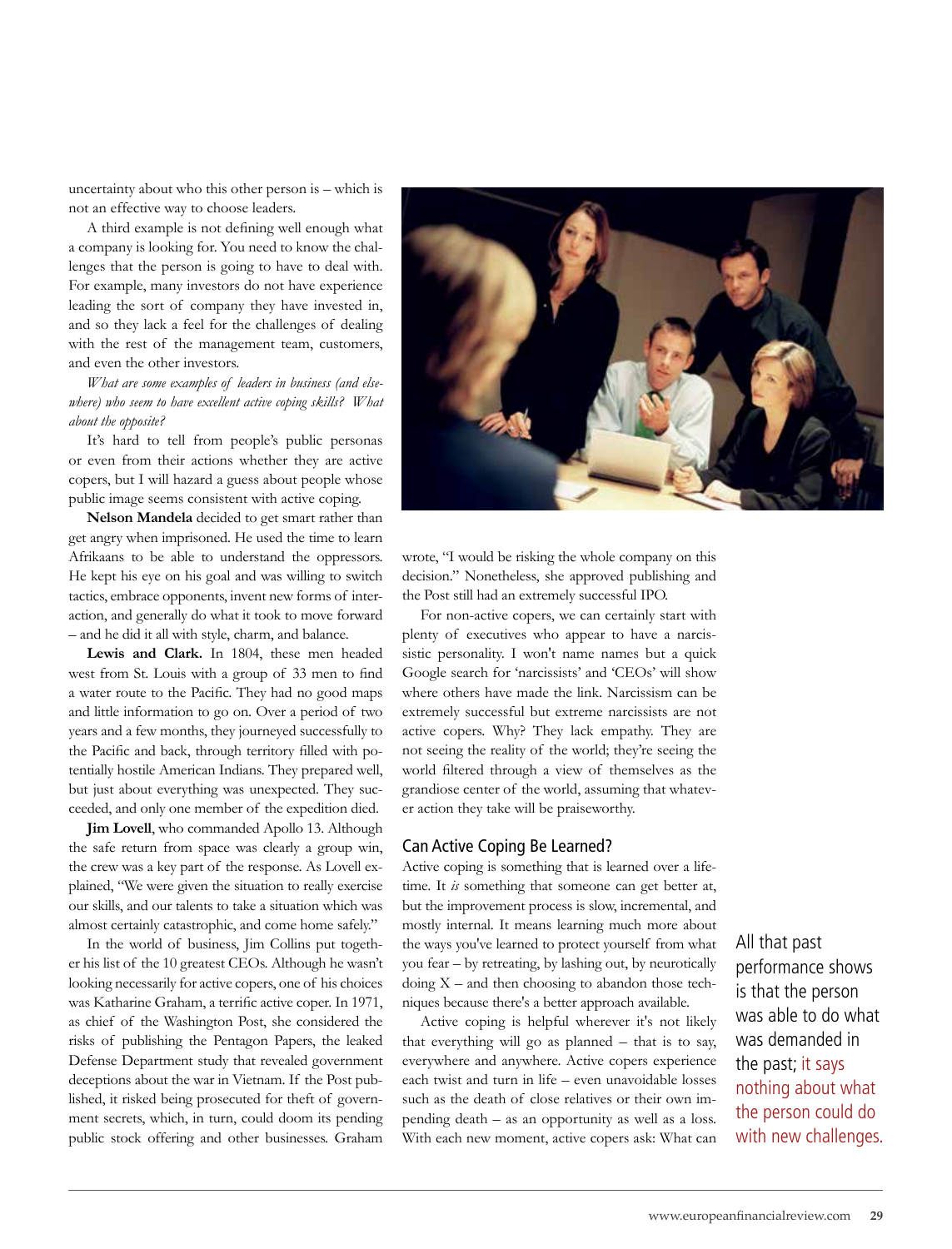uncertainty about who this other person is – which is not an effective way to choose leaders.

A third example is not defining well enough what a company is looking for. You need to know the challenges that the person is going to have to deal with. For example, many investors do not have experience leading the sort of company they have invested in, and so they lack a feel for the challenges of dealing with the rest of the management team, customers, and even the other investors.

*What are some examples of leaders in business (and elsewhere) who seem to have excellent active coping skills? What about the opposite?*

It's hard to tell from people's public personas or even from their actions whether they are active copers, but I will hazard a guess about people whose public image seems consistent with active coping.

**Nelson Mandela** decided to get smart rather than get angry when imprisoned. He used the time to learn Afrikaans to be able to understand the oppressors. He kept his eye on his goal and was willing to switch tactics, embrace opponents, invent new forms of interaction, and generally do what it took to move forward – and he did it all with style, charm, and balance.

**Lewis and Clark.** In 1804, these men headed west from St. Louis with a group of 33 men to find a water route to the Pacific. They had no good maps and little information to go on. Over a period of two years and a few months, they journeyed successfully to the Pacific and back, through territory filled with potentially hostile American Indians. They prepared well, but just about everything was unexpected. They succeeded, and only one member of the expedition died.

**Jim Lovell**, who commanded Apollo 13. Although the safe return from space was clearly a group win, the crew was a key part of the response. As Lovell explained, "We were given the situation to really exercise our skills, and our talents to take a situation which was almost certainly catastrophic, and come home safely."

In the world of business, Jim Collins put together his list of the 10 greatest CEOs. Although he wasn't looking necessarily for active copers, one of his choices was Katharine Graham, a terrific active coper. In 1971, as chief of the Washington Post, she considered the risks of publishing the Pentagon Papers, the leaked Defense Department study that revealed government deceptions about the war in Vietnam. If the Post published, it risked being prosecuted for theft of government secrets, which, in turn, could doom its pending public stock offering and other businesses. Graham wrote, "I would be risking the whole company on this decision." Nonetheless, she approved publishing and the Post still had an extremely successful IPO.

For non-active copers, we can certainly start with plenty of executives who appear to have a narcissistic personality. I won't name names but a quick Google search for 'narcissists' and 'CEOs' will show where others have made the link. Narcissism can be extremely successful but extreme narcissists are not active copers. Why? They lack empathy. They are not seeing the reality of the world; they're seeing the world filtered through a view of themselves as the grandiose center of the world, assuming that whatever action they take will be praiseworthy.

## Can Active Coping Be Learned?

Active coping is something that is learned over a lifetime. It *is* something that someone can get better at, but the improvement process is slow, incremental, and mostly internal. It means learning much more about the ways you've learned to protect yourself from what you fear – by retreating, by lashing out, by neurotically doing X – and then choosing to abandon those techniques because there's a better approach available.

Active coping is helpful wherever it's not likely that everything will go as planned – that is to say, everywhere and anywhere. Active copers experience each twist and turn in life – even unavoidable losses such as the death of close relatives or their own impending death – as an opportunity as well as a loss. With each new moment, active copers ask: What can

> All that past performance shows is that the person was able to do what was demanded in the past; it says nothing about what the person could do with new challenges.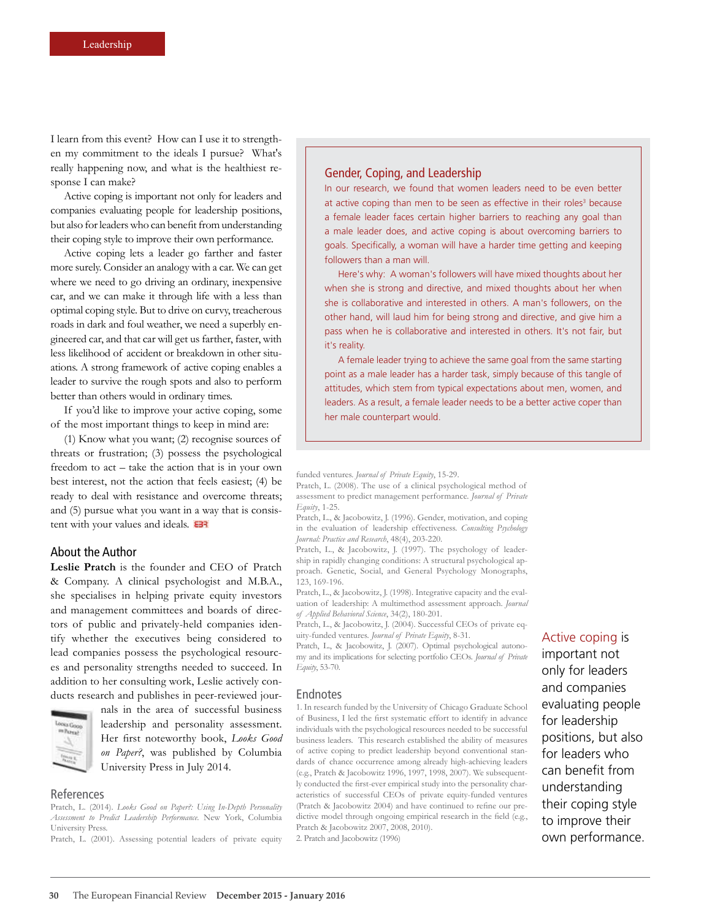I learn from this event? How can I use it to strengthen my commitment to the ideals I pursue? What's really happening now, and what is the healthiest response I can make?

Active coping is important not only for leaders and companies evaluating people for leadership positions, but also for leaders who can benefit from understanding their coping style to improve their own performance.

Active coping lets a leader go farther and faster more surely. Consider an analogy with a car. We can get where we need to go driving an ordinary, inexpensive car, and we can make it through life with a less than optimal coping style. But to drive on curvy, treacherous roads in dark and foul weather, we need a superbly engineered car, and that car will get us farther, faster, with less likelihood of accident or breakdown in other situations. A strong framework of active coping enables a leader to survive the rough spots and also to perform better than others would in ordinary times.

If you'd like to improve your active coping, some of the most important things to keep in mind are:

(1) Know what you want; (2) recognise sources of threats or frustration; (3) possess the psychological freedom to act – take the action that is in your own best interest, not the action that feels easiest; (4) be ready to deal with resistance and overcome threats; and (5) pursue what you want in a way that is consistent with your values and ideals.

## Gender, Coping, and Leadership

In our research, we found that women leaders need to be even better at active coping than men to be seen as effective in their roles[3] because a female leader faces certain higher barriers to reaching any goal than a male leader does, and active coping is about overcoming barriers to goals. Specifically, a woman will have a harder time getting and keeping followers than a man will.

Here's why: A woman's followers will have mixed thoughts about her when she is strong and directive, and mixed thoughts about her when she is collaborative and interested in others. A man's followers, on the other hand, will laud him for being strong and directive, and give him a pass when he is collaborative and interested in others. It's not fair, but it's reality.

A female leader trying to achieve the same goal from the same starting point as a male leader has a harder task, simply because of this tangle of attitudes, which stem from typical expectations about men, women, and leaders. As a result, a female leader needs to be a better active coper than her male counterpart would.

## About the Author

**Leslie Pratch** is the founder and CEO of Pratch & Company. A clinical psychologist and M.B.A., she specialises in helping private equity investors and management committees and boards of directors of public and privately-held companies identify whether the executives being considered to lead companies possess the psychological resources and personality strengths needed to succeed. In addition to her consulting work, Leslie actively conducts research and publishes in peer-reviewed journals in the area of successful business leadership and personality assessment. Her first noteworthy book, *Looks Good on Paper?*, was published by Columbia University Press in July 2014.

## References

Pratch, L. (2014). *Looks Good on Paper?: Using In-Depth Personality Assessment to Predict Leadership Performance.* New York, Columbia University Press.

Pratch, L. (2001). Assessing potential leaders of private equity funded ventures. *Journal of Private Equity*, 15-29.

Pratch, L. (2008). The use of a clinical psychological method of assessment to predict management performance. *Journal of Private Equity*, 1-25.

Pratch, L., & Jacobowitz, J. (1996). Gender, motivation, and coping in the evaluation of leadership effectiveness. *Consulting Psychology Journal: Practice and Research*, 48(4), 203-220.

Pratch, L., & Jacobowitz, J. (1997). The psychology of leadership in rapidly changing conditions: A structural psychological approach. Genetic, Social, and General Psychology Monographs, 123, 169-196.

Pratch, L., & Jacobowitz, J. (1998). Integrative capacity and the evaluation of leadership: A multimethod assessment approach. *Journal of Applied Behavioral Science*, 34(2), 180-201.

Pratch, L., & Jacobowitz, J. (2004). Successful CEOs of private equity-funded ventures. *Journal of Private Equity*, 8-31.

Pratch, L., & Jacobowitz, J. (2007). Optimal psychological autonomy and its implications for selecting portfolio CEOs. *Journal of Private Equity*, 53-70.

## Endnotes

1. In research funded by the University of Chicago Graduate School of Business, I led the first systematic effort to identify in advance individuals with the psychological resources needed to be successful business leaders. This research established the ability of measures of active coping to predict leadership beyond conventional standards of chance occurrence among already high-achieving leaders (e.g., Pratch & Jacobowitz 1996, 1997, 1998, 2007). We subsequently conducted the first-ever empirical study into the personality characteristics of successful CEOs of private equity-funded ventures (Pratch & Jacobowitz 2004) and have continued to refine our predictive model through ongoing empirical research in the field (e.g., Pratch & Jacobowitz 2007, 2008, 2010).
2. Pratch and Jacobowitz (1996)

Active coping is important not only for leaders and companies evaluating people for leadership positions, but also for leaders who can benefit from understanding their coping style to improve their own performance.